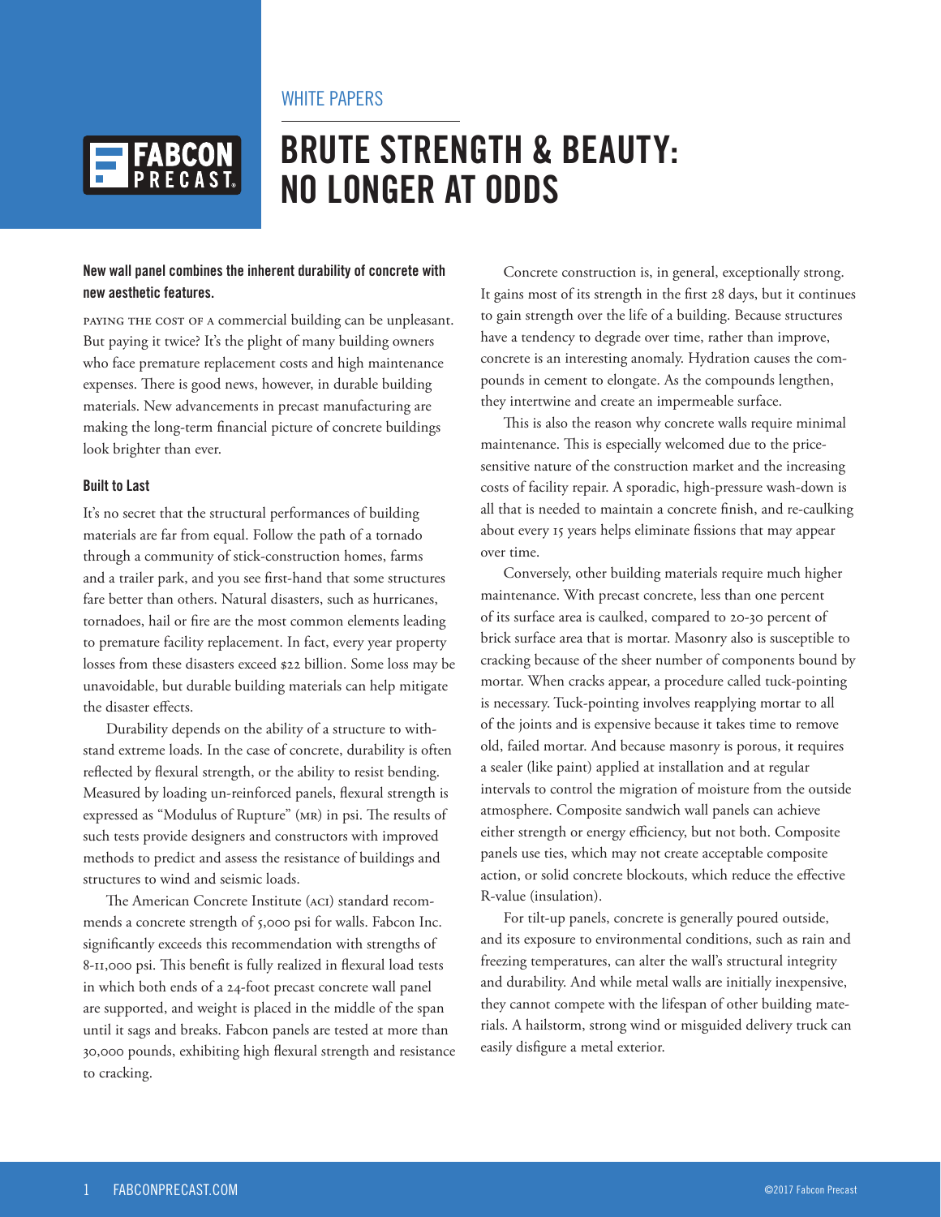WHITE PAPERS

# BRUTE STRENGTH & BEAUTY: NO LONGER AT ODDS

**New wall panel combines the inherent durability of concrete with new aesthetic features.**

PAYING THE COST OF A commercial building can be unpleasant. But paying it twice? It's the plight of many building owners who face premature replacement costs and high maintenance expenses. There is good news, however, in durable building materials. New advancements in precast manufacturing are making the long-term financial picture of concrete buildings look brighter than ever.

### Built to Last

It's no secret that the structural performances of building materials are far from equal. Follow the path of a tornado through a community of stick-construction homes, farms and a trailer park, and you see first-hand that some structures fare better than others. Natural disasters, such as hurricanes, tornadoes, hail or fire are the most common elements leading to premature facility replacement. In fact, every year property losses from these disasters exceed $22 billion. Some loss may be unavoidable, but durable building materials can help mitigate the disaster effects.

Durability depends on the ability of a structure to withstand extreme loads. In the case of concrete, durability is often reflected by flexural strength, or the ability to resist bending. Measured by loading un-reinforced panels, flexural strength is expressed as "Modulus of Rupture" (MR) in psi. The results of such tests provide designers and constructors with improved methods to predict and assess the resistance of buildings and structures to wind and seismic loads.

The American Concrete Institute (ACI) standard recommends a concrete strength of 5,000 psi for walls. Fabcon Inc. significantly exceeds this recommendation with strengths of 8-11,000 psi. This benefit is fully realized in flexural load tests in which both ends of a 24-foot precast concrete wall panel are supported, and weight is placed in the middle of the span until it sags and breaks. Fabcon panels are tested at more than 30,000 pounds, exhibiting high flexural strength and resistance to cracking.

Concrete construction is, in general, exceptionally strong. It gains most of its strength in the first 28 days, but it continues to gain strength over the life of a building. Because structures have a tendency to degrade over time, rather than improve, concrete is an interesting anomaly. Hydration causes the compounds in cement to elongate. As the compounds lengthen, they intertwine and create an impermeable surface.

This is also the reason why concrete walls require minimal maintenance. This is especially welcomed due to the price-sensitive nature of the construction market and the increasing costs of facility repair. A sporadic, high-pressure wash-down is all that is needed to maintain a concrete finish, and re-caulking about every 15 years helps eliminate fissions that may appear over time.

Conversely, other building materials require much higher maintenance. With precast concrete, less than one percent of its surface area is caulked, compared to 20-30 percent of brick surface area that is mortar. Masonry also is susceptible to cracking because of the sheer number of components bound by mortar. When cracks appear, a procedure called tuck-pointing is necessary. Tuck-pointing involves reapplying mortar to all of the joints and is expensive because it takes time to remove old, failed mortar. And because masonry is porous, it requires a sealer (like paint) applied at installation and at regular intervals to control the migration of moisture from the outside atmosphere. Composite sandwich wall panels can achieve either strength or energy efficiency, but not both. Composite panels use ties, which may not create acceptable composite action, or solid concrete blockouts, which reduce the effective R-value (insulation).

For tilt-up panels, concrete is generally poured outside, and its exposure to environmental conditions, such as rain and freezing temperatures, can alter the wall's structural integrity and durability. And while metal walls are initially inexpensive, they cannot compete with the lifespan of other building materials. A hailstorm, strong wind or misguided delivery truck can easily disfigure a metal exterior.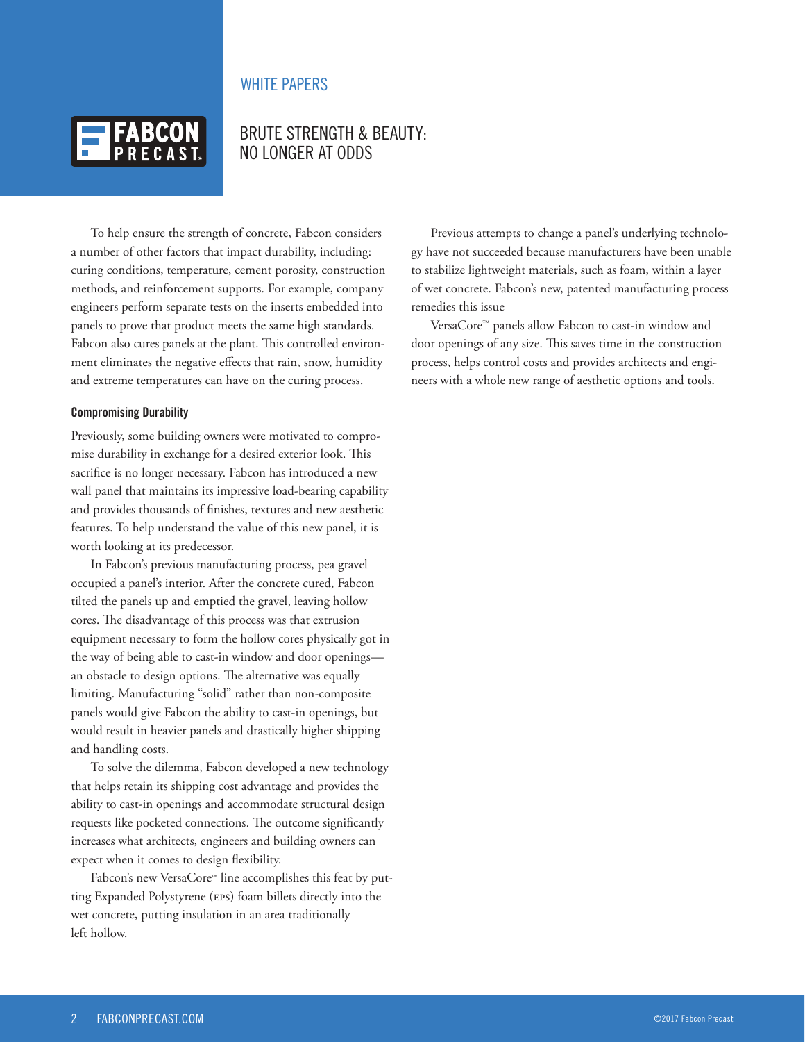WHITE PAPERS

# BRUTE STRENGTH & BEAUTY: NO LONGER AT ODDS

To help ensure the strength of concrete, Fabcon considers a number of other factors that impact durability, including: curing conditions, temperature, cement porosity, construction methods, and reinforcement supports. For example, company engineers perform separate tests on the inserts embedded into panels to prove that product meets the same high standards. Fabcon also cures panels at the plant. This controlled environment eliminates the negative effects that rain, snow, humidity and extreme temperatures can have on the curing process.

### Compromising Durability

Previously, some building owners were motivated to compromise durability in exchange for a desired exterior look. This sacrifice is no longer necessary. Fabcon has introduced a new wall panel that maintains its impressive load-bearing capability and provides thousands of finishes, textures and new aesthetic features. To help understand the value of this new panel, it is worth looking at its predecessor.

In Fabcon's previous manufacturing process, pea gravel occupied a panel's interior. After the concrete cured, Fabcon tilted the panels up and emptied the gravel, leaving hollow cores. The disadvantage of this process was that extrusion equipment necessary to form the hollow cores physically got in the way of being able to cast-in window and door openings—an obstacle to design options. The alternative was equally limiting. Manufacturing "solid" rather than non-composite panels would give Fabcon the ability to cast-in openings, but would result in heavier panels and drastically higher shipping and handling costs.

To solve the dilemma, Fabcon developed a new technology that helps retain its shipping cost advantage and provides the ability to cast-in openings and accommodate structural design requests like pocketed connections. The outcome significantly increases what architects, engineers and building owners can expect when it comes to design flexibility.

Fabcon's new VersaCore™ line accomplishes this feat by putting Expanded Polystyrene (EPS) foam billets directly into the wet concrete, putting insulation in an area traditionally left hollow.

Previous attempts to change a panel's underlying technology have not succeeded because manufacturers have been unable to stabilize lightweight materials, such as foam, within a layer of wet concrete. Fabcon's new, patented manufacturing process remedies this issue

VersaCore™ panels allow Fabcon to cast-in window and door openings of any size. This saves time in the construction process, helps control costs and provides architects and engineers with a whole new range of aesthetic options and tools.